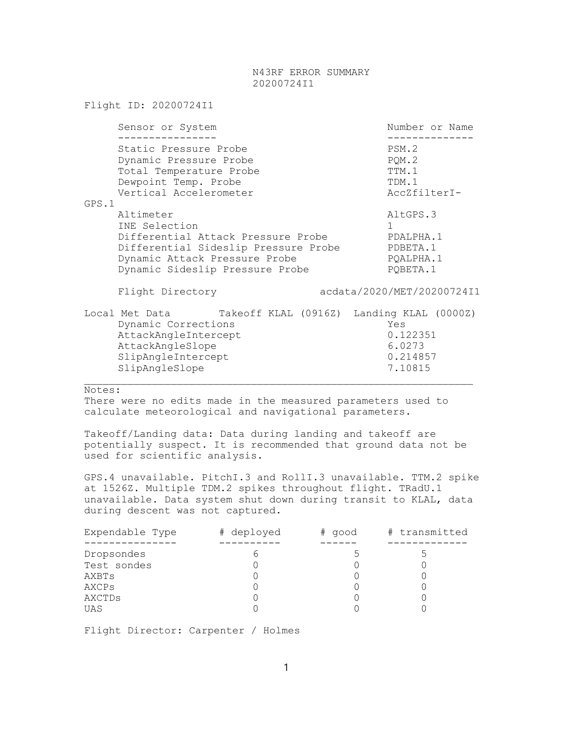# N43RF ERROR SUMMARY
## 20200724I1

Flight ID: 20200724I1

| Sensor or System | Number or Name |
|---|---|
| Static Pressure Probe | PSM.2 |
| Dynamic Pressure Probe | PQM.2 |
| Total Temperature Probe | TTM.1 |
| Dewpoint Temp. Probe | TDM.1 |
| Vertical Accelerometer | AccZfilterI-GPS.1 |
| Altimeter | AltGPS.3 |
| INE Selection | 1 |
| Differential Attack Pressure Probe | PDALPHA.1 |
| Differential Sideslip Pressure Probe | PDBETA.1 |
| Dynamic Attack Pressure Probe | PQALPHA.1 |
| Dynamic Sideslip Pressure Probe | PQBETA.1 |

Flight Directory acdata/2020/MET/20200724I1

Local Met Data Takeoff KLAL (0916Z) Landing KLAL (0000Z)

| | |
|---|---|
| Dynamic Corrections | Yes |
| AttackAngleIntercept | 0.122351 |
| AttackAngleSlope | 6.0273 |
| SlipAngleIntercept | 0.214857 |
| SlipAngleSlope | 7.10815 |

---

Notes:
There were no edits made in the measured parameters used to calculate meteorological and navigational parameters.

Takeoff/Landing data: Data during landing and takeoff are potentially suspect. It is recommended that ground data not be used for scientific analysis.

GPS.4 unavailable. PitchI.3 and RollI.3 unavailable. TTM.2 spike at 1526Z. Multiple TDM.2 spikes throughout flight. TRadU.1 unavailable. Data system shut down during transit to KLAL, data during descent was not captured.

| Expendable Type | # deployed | # good | # transmitted |
|---|---|---|---|
| Dropsondes | 6 | 5 | 5 |
| Test sondes | 0 | 0 | 0 |
| AXBTs | 0 | 0 | 0 |
| AXCPs | 0 | 0 | 0 |
| AXCTDs | 0 | 0 | 0 |
| UAS | 0 | 0 | 0 |

Flight Director: Carpenter / Holmes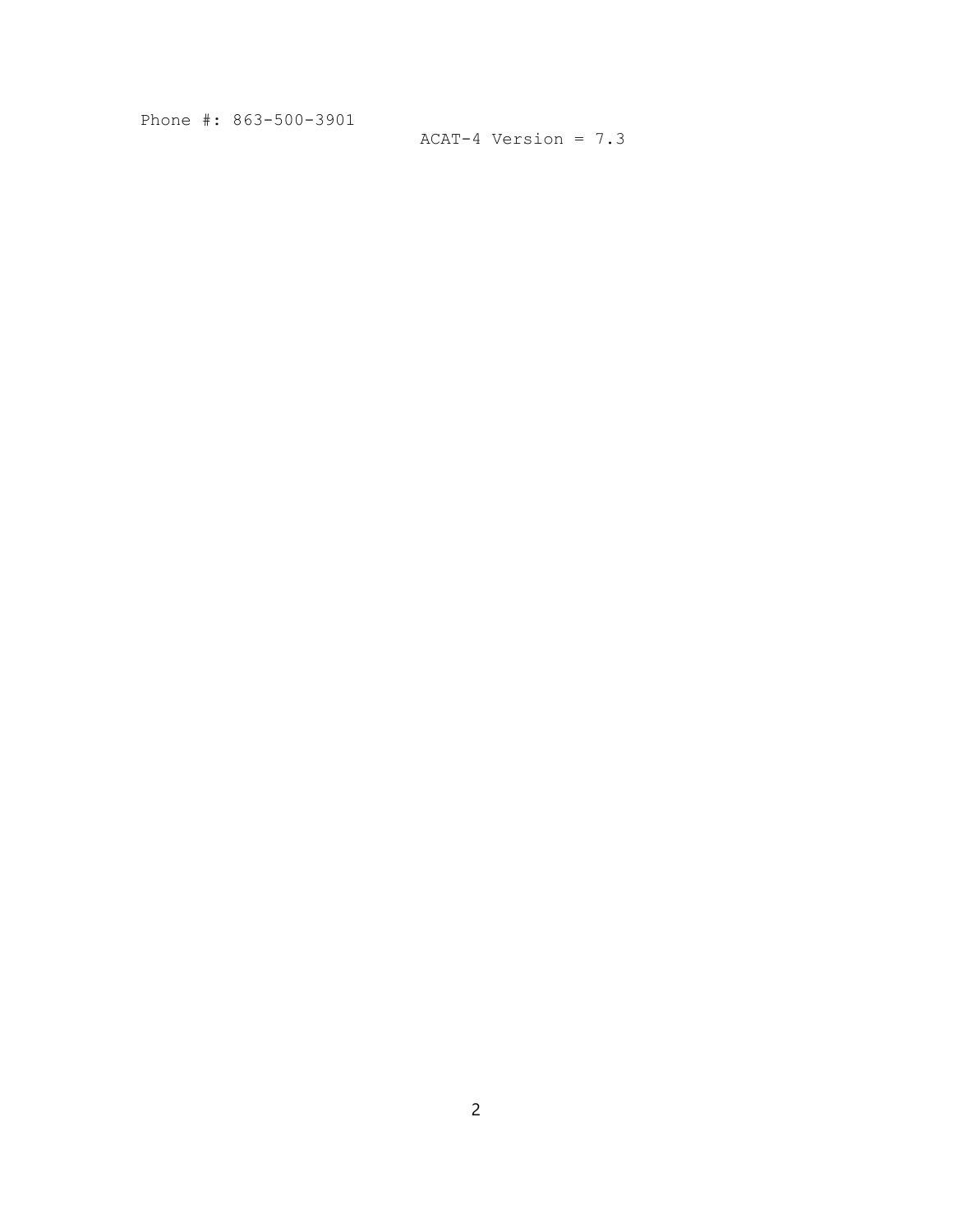Phone #: 863-500-3901

ACAT-4 Version = 7.3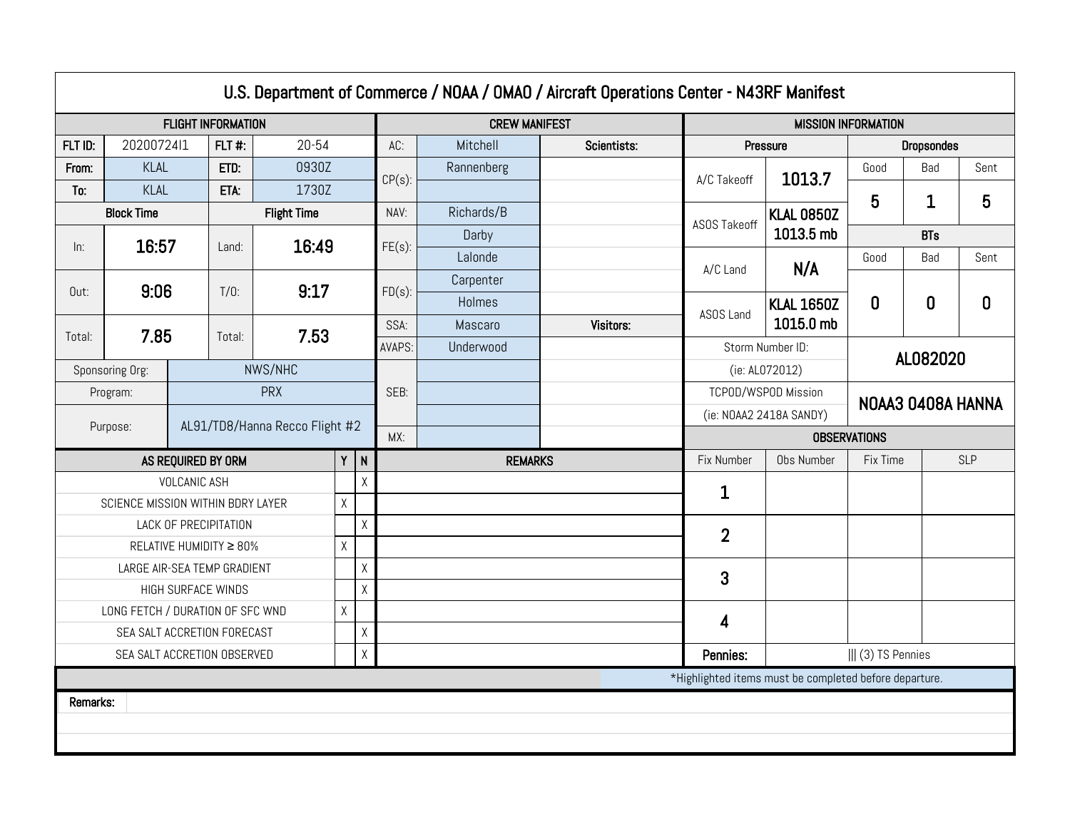# U.S. Department of Commerce / NOAA / OMAO / Aircraft Operations Center - N43RF Manifest

## FLIGHT INFORMATION

| FLT ID: | 20200724I1 | FLT #: | 20-54 |
|---|---|---|---|
| From: | KLAL | ETD: | 0930Z |
| To: | KLAL | ETA: | 1730Z |

| Block Time | | Flight Time | |
|---|---|---|---|
| In: | 16:57 | Land: | 16:49 |
| Out: | 9:06 | T/O: | 9:17 |
| Total: | 7.85 | Total: | 7.53 |

| | |
|---|---|
| Sponsoring Org: | NWS/NHC |
| Program: | PRX |
| Purpose: | AL91/TD8/Hanna Recco Flight #2 |

## CREW MANIFEST

| Role | Name | Scientists: |
|---|---|---|
| AC: | Mitchell | |
| CP(s): | Rannenberg | |
| | | |
| NAV: | Richards/B | |
| FE(s): | Darby | |
| | Lalonde | |
| FD(s): | Carpenter | |
| | Holmes | |
| SSA: | Mascaro | **Visitors:** |
| AVAPS: | Underwood | |
| SEB: | | |
| | | |
| | | |
| MX: | | |

## MISSION INFORMATION

| Pressure | | Dropsondes | | |
|---|---|---|---|---|
| | | Good | Bad | Sent |
| A/C Takeoff | 1013.7 | 5 | 1 | 5 |
| ASOS Takeoff | KLAL 0850Z 1013.5 mb | **BTs** | | |
| A/C Land | N/A | Good | Bad | Sent |
| ASOS Land | KLAL 1650Z 1015.0 mb | 0 | 0 | 0 |

| | |
|---|---|
| Storm Number ID: (ie: AL072012) | AL082020 |
| TCPOD/WSPOD Mission (ie: NOAA2 2418A SANDY) | NOAA3 0408A HANNA |

## OBSERVATIONS

| Fix Number | Obs Number | Fix Time | SLP |
|---|---|---|---|
| 1 | | | |
| 2 | | | |
| 3 | | | |
| 4 | | | |
| Pennies: | ||| (3) TS Pennies | | |

## AS REQUIRED BY ORM

| AS REQUIRED BY ORM | Y | N | REMARKS |
|---|---|---|---|
| VOLCANIC ASH | | X | |
| SCIENCE MISSION WITHIN BDRY LAYER | X | | |
| LACK OF PRECIPITATION | | X | |
| RELATIVE HUMIDITY ≥ 80% | X | | |
| LARGE AIR-SEA TEMP GRADIENT | | X | |
| HIGH SURFACE WINDS | | X | |
| LONG FETCH / DURATION OF SFC WND | X | | |
| SEA SALT ACCRETION FORECAST | | X | |
| SEA SALT ACCRETION OBSERVED | | X | |

*Highlighted items must be completed before departure.

**Remarks:**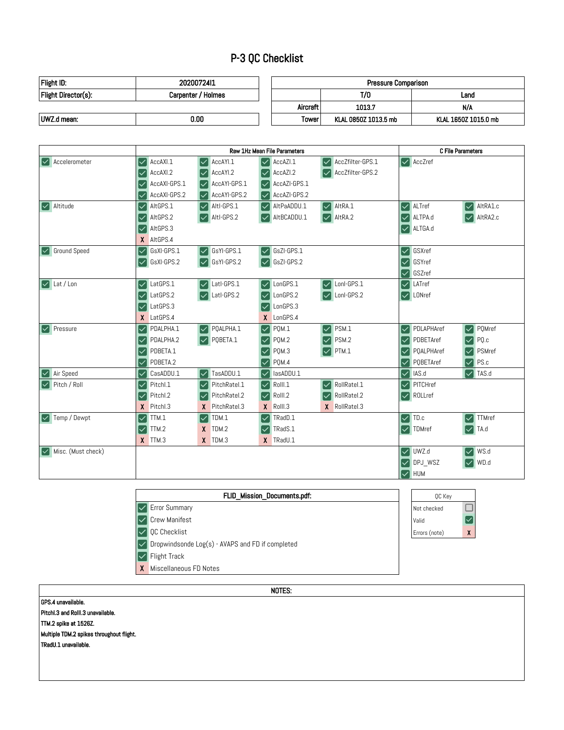# P-3 QC Checklist

| Flight ID: | 20200724I1 |
|---|---|
| Flight Director(s): | Carpenter / Holmes |
| UWZ.d mean: | 0.00 |

| Pressure Comparison | | |
|---|---|---|
| | T/O | Land |
| Aircraft | 1013.7 | N/A |
| Tower | KLAL 0850Z 1013.5 mb | KLAL 1650Z 1015.0 mb |

| | Raw 1Hz Mean File Parameters | | | | C File Parameters | |
|---|---|---|---|---|---|---|
| ☑ Accelerometer | ☑ AccAXI.1 | ☑ AccAYI.1 | ☑ AccAZI.1 | ☑ AccZfilter-GPS.1 | ☑ AccZref | |
| | ☑ AccAXI.2 | ☑ AccAYI.2 | ☑ AccAZI.2 | ☑ AccZfilter-GPS.2 | | |
| | ☑ AccAXI-GPS.1 | ☑ AccAYI-GPS.1 | ☑ AccAZI-GPS.1 | | | |
| | ☑ AccAXI-GPS.2 | ☑ AccAYI-GPS.2 | ☑ AccAZI-GPS.2 | | | |
| ☑ Altitude | ☑ AltGPS.1 | ☑ AltI-GPS.1 | ☑ AltPaADDU.1 | ☑ AltRA.1 | ☑ ALTref | ☑ AltRA1.c |
| | ☑ AltGPS.2 | ☑ AltI-GPS.2 | ☑ AltBCADDU.1 | ☑ AltRA.2 | ☑ ALTPA.d | ☑ AltRA2.c |
| | ☑ AltGPS.3 | | | | ☑ ALTGA.d | |
| | X AltGPS.4 | | | | | |
| ☑ Ground Speed | ☑ GsXI-GPS.1 | ☑ GsYI-GPS.1 | ☑ GsZI-GPS.1 | | ☑ GSXref | |
| | ☑ GsXI-GPS.2 | ☑ GsYI-GPS.2 | ☑ GsZI-GPS.2 | | ☑ GSYref | |
| | | | | | ☑ GSZref | |
| ☑ Lat / Lon | ☑ LatGPS.1 | ☑ LatI-GPS.1 | ☑ LonGPS.1 | ☑ LonI-GPS.1 | ☑ LATref | |
| | ☑ LatGPS.2 | ☑ LatI-GPS.2 | ☑ LonGPS.2 | ☑ LonI-GPS.2 | ☑ LONref | |
| | ☑ LatGPS.3 | | ☑ LonGPS.3 | | | |
| | X LatGPS.4 | | X LonGPS.4 | | | |
| ☑ Pressure | ☑ PDALPHA.1 | ☑ PQALPHA.1 | ☑ PQM.1 | ☑ PSM.1 | ☑ PDLAPHAref | ☑ PQMref |
| | ☑ PDALPHA.2 | ☑ PQBETA.1 | ☑ PQM.2 | ☑ PSM.2 | ☑ PDBETAref | ☑ PQ.c |
| | ☑ PDBETA.1 | | ☑ PQM.3 | ☑ PTM.1 | ☑ PQALPHAref | ☑ PSMref |
| | ☑ PDBETA.2 | | ☑ PQM.4 | | ☑ PQBETAref | ☑ PS.c |
| ☑ Air Speed | ☑ CasADDU.1 | ☑ TasADDU.1 | ☑ IasADDU.1 | | ☑ IAS.d | ☑ TAS.d |
| ☑ Pitch / Roll | ☑ PitchI.1 | ☑ PitchRateI.1 | ☑ RollI.1 | ☑ RollRateI.1 | ☑ PITCHref | |
| | ☑ PitchI.2 | ☑ PitchRateI.2 | ☑ RollI.2 | ☑ RollRateI.2 | ☑ ROLLref | |
| | X PitchI.3 | X PitchRateI.3 | X RollI.3 | X RollRateI.3 | | |
| ☑ Temp / Dewpt | ☑ TTM.1 | ☑ TDM.1 | ☑ TRadD.1 | | ☑ TD.c | ☑ TTMref |
| | ☑ TTM.2 | X TDM.2 | ☑ TRadS.1 | | ☑ TDMref | ☑ TA.d |
| | X TTM.3 | X TDM.3 | X TRadU.1 | | | |
| ☑ Misc. (Must check) | | | | | ☑ UWZ.d | ☑ WS.d |
| | | | | | ☑ DPJ_WSZ | ☑ WD.d |
| | | | | | ☑ HUM | |

| FLID_Mission_Documents.pdf: |
|---|
| ☑ Error Summary |
| ☑ Crew Manifest |
| ☑ QC Checklist |
| ☑ Dropwindsonde Log(s) - AVAPS and FD if completed |
| ☑ Flight Track |
| X Miscellaneous FD Notes |

| QC Key | |
|---|---|
| Not checked | ☐ |
| Valid | ☑ |
| Errors (note) | X |

## NOTES:

GPS.4 unavailable.
PitchI.3 and RollI.3 unavailable.
TTM.2 spike at 1526Z.
Multiple TDM.2 spikes throughout flight.
TRadU.1 unavailable.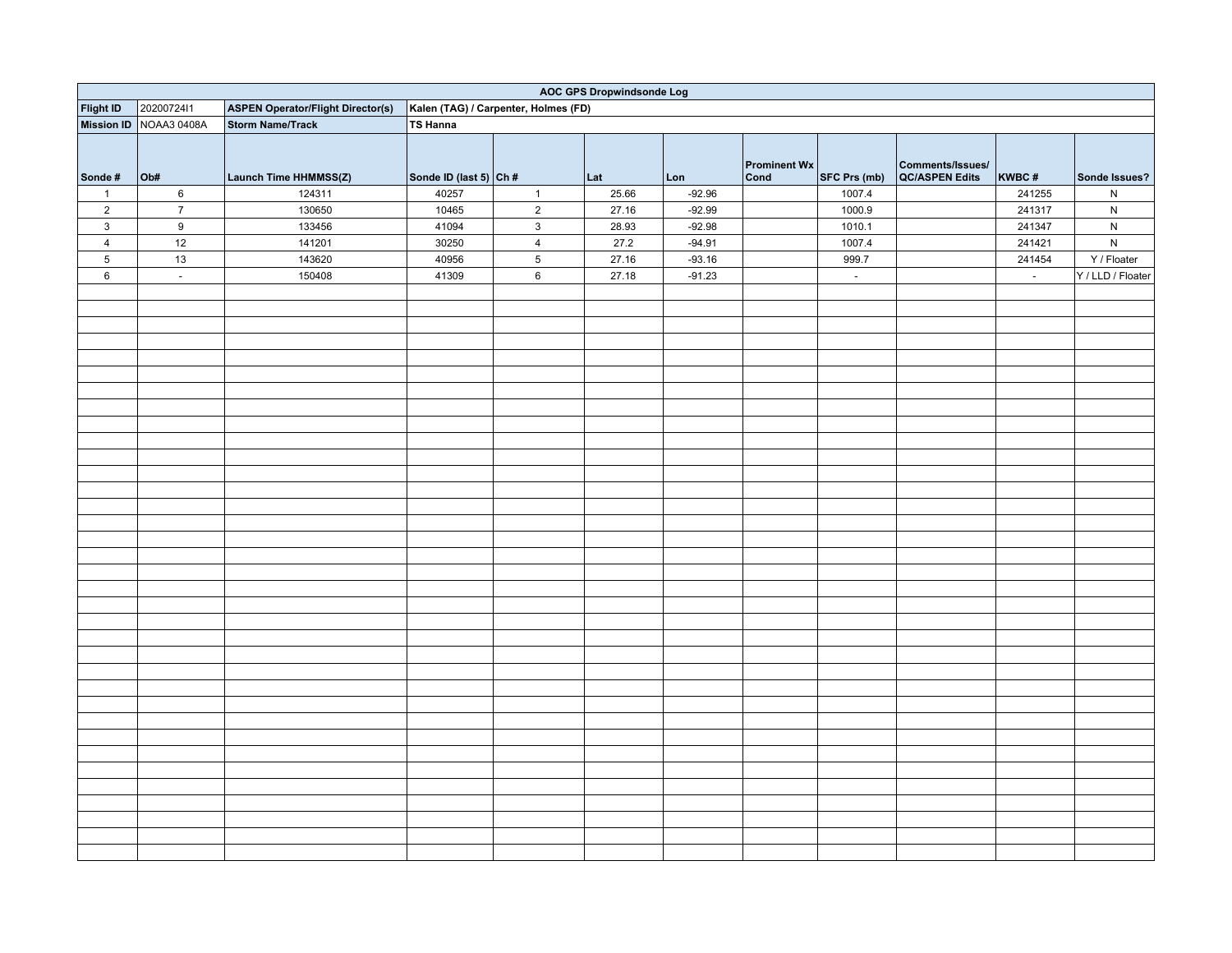| AOC GPS Dropwindsonde Log | | | | | | | | | | | |
|---|---|---|---|---|---|---|---|---|---|---|---|
| **Flight ID** | 20200724I1 | **ASPEN Operator/Flight Director(s)** | **Kalen (TAG) / Carpenter, Holmes (FD)** | | | | | | | | |
| **Mission ID** | NOAA3 0408A | **Storm Name/Track** | **TS Hanna** | | | | | | | | |
| **Sonde #** | **Ob#** | **Launch Time HHMMSS(Z)** | **Sonde ID (last 5)** | **Ch #** | **Lat** | **Lon** | **Prominent Wx Cond** | **SFC Prs (mb)** | **Comments/Issues/ QC/ASPEN Edits** | **KWBC #** | **Sonde Issues?** |
| 1 | 6 | 124311 | 40257 | 1 | 25.66 | -92.96 | | 1007.4 | | 241255 | N |
| 2 | 7 | 130650 | 10465 | 2 | 27.16 | -92.99 | | 1000.9 | | 241317 | N |
| 3 | 9 | 133456 | 41094 | 3 | 28.93 | -92.98 | | 1010.1 | | 241347 | N |
| 4 | 12 | 141201 | 30250 | 4 | 27.2 | -94.91 | | 1007.4 | | 241421 | N |
| 5 | 13 | 143620 | 40956 | 5 | 27.16 | -93.16 | | 999.7 | | 241454 | Y / Floater |
| 6 | - | 150408 | 41309 | 6 | 27.18 | -91.23 | | - | | - | Y / LLD / Floater |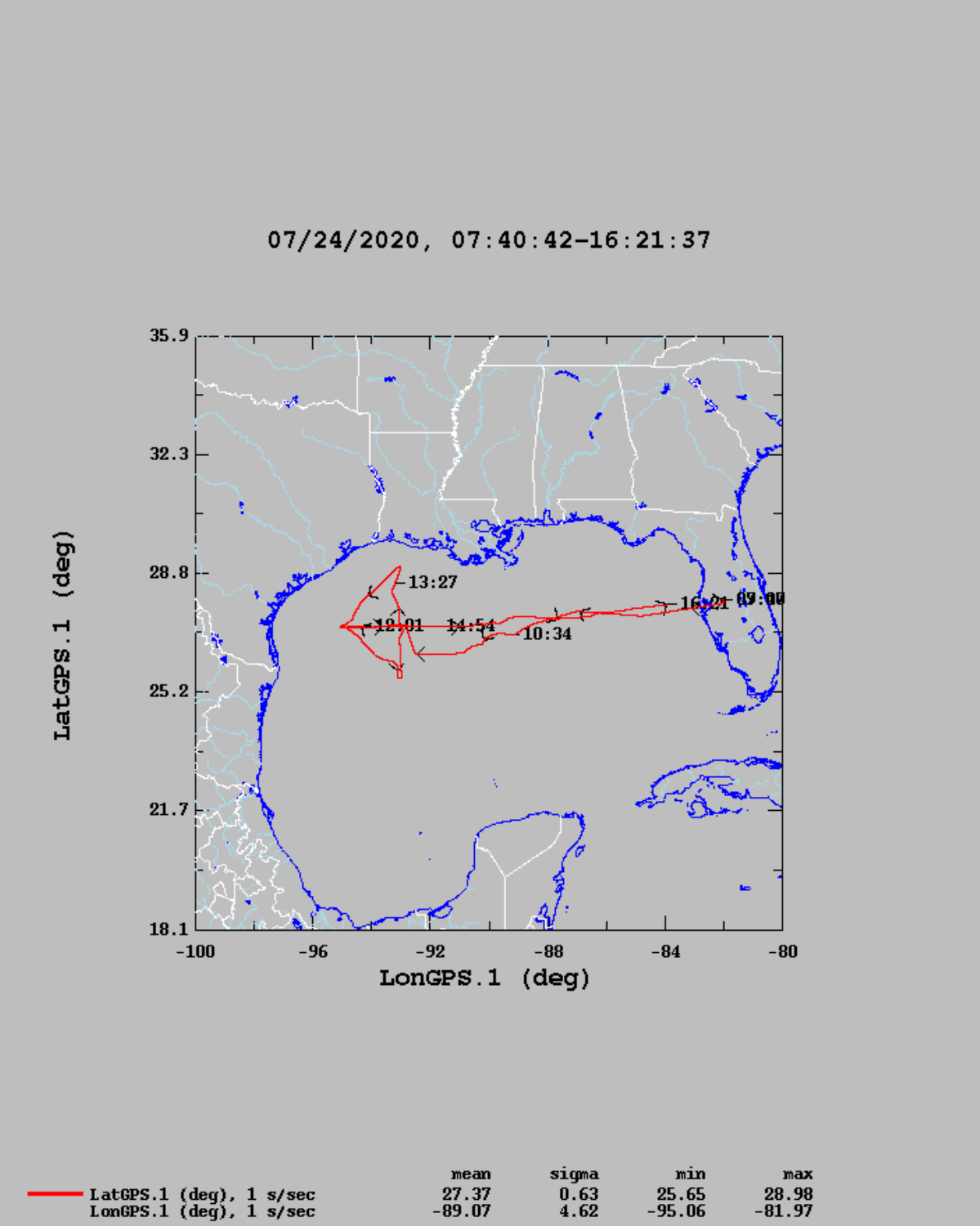07/24/2020, 07:40:42-16:21:37

35.9
32.3
28.8
25.2
21.7
18.1

LatGPS.1 (deg)

-100
-96
-92
-88
-84
-80

LonGPS.1 (deg)

13:27
12:01
14:54
10:34
16:21
07:40

| | mean | sigma | min | max |
|---|---|---|---|---|
| LatGPS.1 (deg), 1 s/sec | 27.37 | 0.63 | 25.65 | 28.98 |
| LonGPS.1 (deg), 1 s/sec | -89.07 | 4.62 | -95.06 | -81.97 |